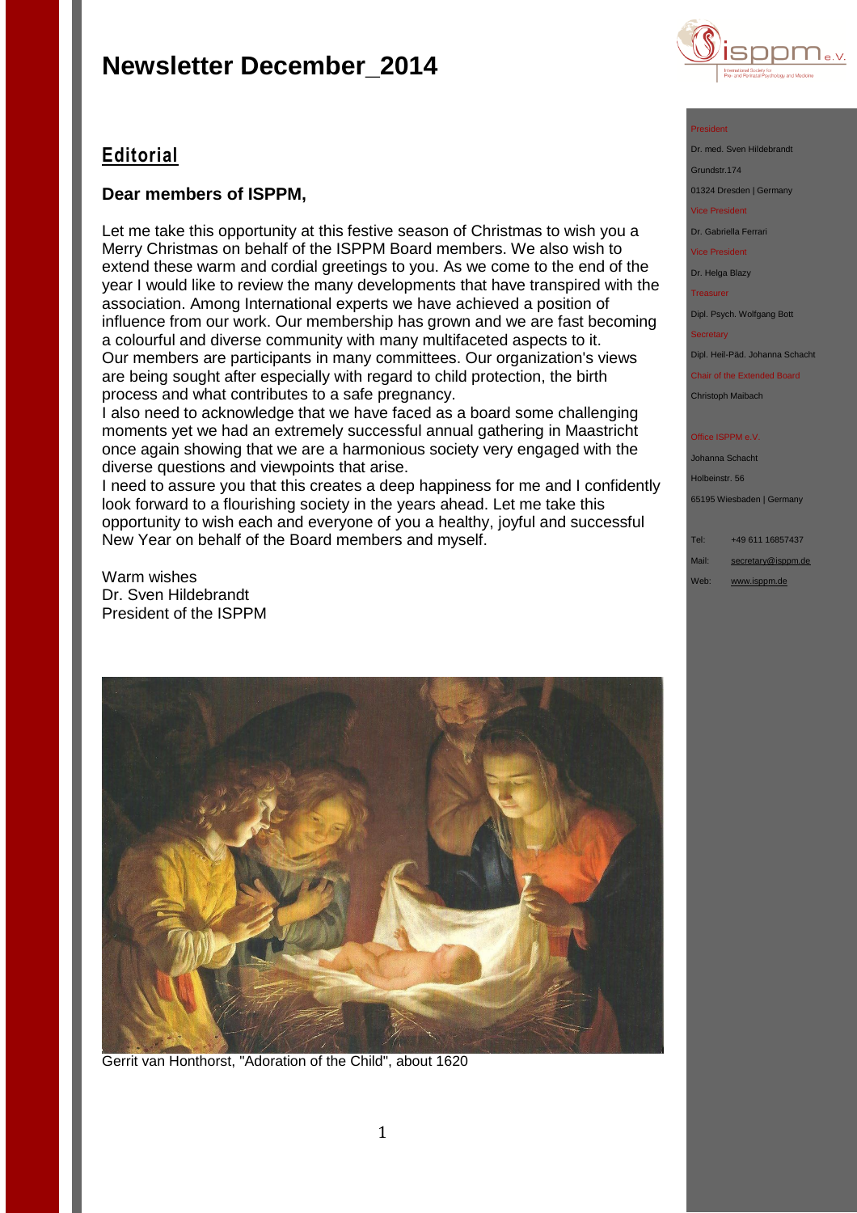# Newsletter December_2014

## Editorial

**Dear members of ISPPM,**

Let me take this opportunity at this festive season of Christmas to wish you a Merry Christmas on behalf of the ISPPM Board members. We also wish to extend these warm and cordial greetings to you. As we come to the end of the year I would like to review the many developments that have transpired with the association. Among International experts we have achieved a position of influence from our work. Our membership has grown and we are fast becoming a colourful and diverse community with many multifaceted aspects to it.
Our members are participants in many committees. Our organization's views are being sought after especially with regard to child protection, the birth process and what contributes to a safe pregnancy.
I also need to acknowledge that we have faced as a board some challenging moments yet we had an extremely successful annual gathering in Maastricht once again showing that we are a harmonious society very engaged with the diverse questions and viewpoints that arise.
I need to assure you that this creates a deep happiness for me and I confidently look forward to a flourishing society in the years ahead. Let me take this opportunity to wish each and everyone of you a healthy, joyful and successful New Year on behalf of the Board members and myself.

Warm wishes
Dr. Sven Hildebrandt
President of the ISPPM

Gerrit van Honthorst, "Adoration of the Child", about 1620

President
Dr. med. Sven Hildebrandt
Grundstr.174
01324 Dresden | Germany

Vice President
Dr. Gabriella Ferrari

Vice President
Dr. Helga Blazy

Treasurer
Dipl. Psych. Wolfgang Bott

Secretary
Dipl. Heil-Päd. Johanna Schacht

Chair of the Extended Board
Christoph Maibach

Office ISPPM e.V.
Johanna Schacht
Holbeinstr. 56
65195 Wiesbaden | Germany

Tel: +49 611 16857437
Mail: secretary@isppm.de
Web: www.isppm.de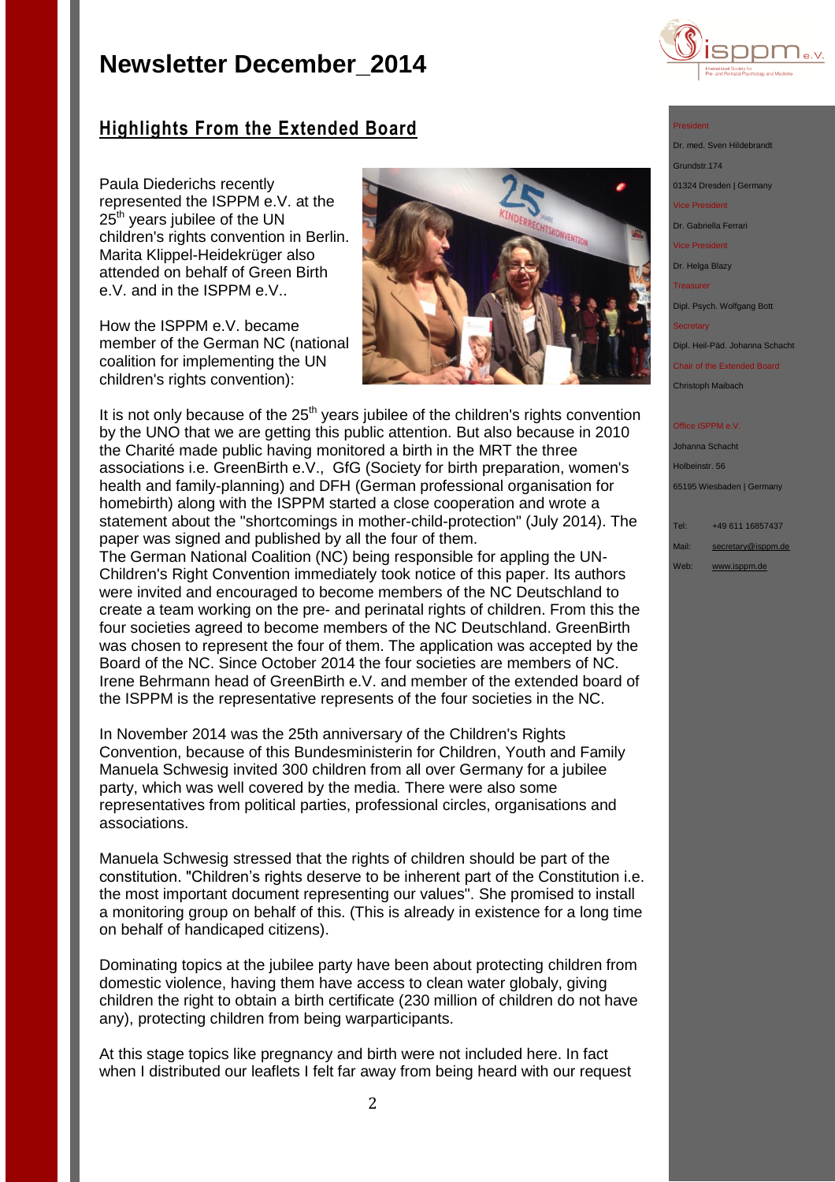# Newsletter December_2014

## Highlights From the Extended Board

Paula Diederichs recently represented the ISPPM e.V. at the 25th years jubilee of the UN children's rights convention in Berlin. Marita Klippel-Heidekrüger also attended on behalf of Green Birth e.V. and in the ISPPM e.V..

How the ISPPM e.V. became member of the German NC (national coalition for implementing the UN children's rights convention):

It is not only because of the 25th years jubilee of the children's rights convention by the UNO that we are getting this public attention. But also because in 2010 the Charité made public having monitored a birth in the MRT the three associations i.e. GreenBirth e.V., GfG (Society for birth preparation, women's health and family-planning) and DFH (German professional organisation for homebirth) along with the ISPPM started a close cooperation and wrote a statement about the "shortcomings in mother-child-protection" (July 2014). The paper was signed and published by all the four of them.
The German National Coalition (NC) being responsible for appling the UN-Children's Right Convention immediately took notice of this paper. Its authors were invited and encouraged to become members of the NC Deutschland to create a team working on the pre- and perinatal rights of children. From this the four societies agreed to become members of the NC Deutschland. GreenBirth was chosen to represent the four of them. The application was accepted by the Board of the NC. Since October 2014 the four societies are members of NC. Irene Behrmann head of GreenBirth e.V. and member of the extended board of the ISPPM is the representative represents of the four societies in the NC.

In November 2014 was the 25th anniversary of the Children's Rights Convention, because of this Bundesministerin for Children, Youth and Family Manuela Schwesig invited 300 children from all over Germany for a jubilee party, which was well covered by the media. There were also some representatives from political parties, professional circles, organisations and associations.

Manuela Schwesig stressed that the rights of children should be part of the constitution. "Children's rights deserve to be inherent part of the Constitution i.e. the most important document representing our values". She promised to install a monitoring group on behalf of this. (This is already in existence for a long time on behalf of handicaped citizens).

Dominating topics at the jubilee party have been about protecting children from domestic violence, having them have access to clean water globaly, giving children the right to obtain a birth certificate (230 million of children do not have any), protecting children from being warparticipants.

At this stage topics like pregnancy and birth were not included here. In fact when I distributed our leaflets I felt far away from being heard with our request

President
Dr. med. Sven Hildebrandt
Grundstr.174
01324 Dresden | Germany

Vice President
Dr. Gabriella Ferrari

Vice President
Dr. Helga Blazy

Treasurer
Dipl. Psych. Wolfgang Bott

Secretary
Dipl. Heil-Päd. Johanna Schacht

Chair of the Extended Board
Christoph Maibach

Office ISPPM e.V.
Johanna Schacht
Holbeinstr. 56
65195 Wiesbaden | Germany

Tel: +49 611 16857437
Mail: secretary@isppm.de
Web: www.isppm.de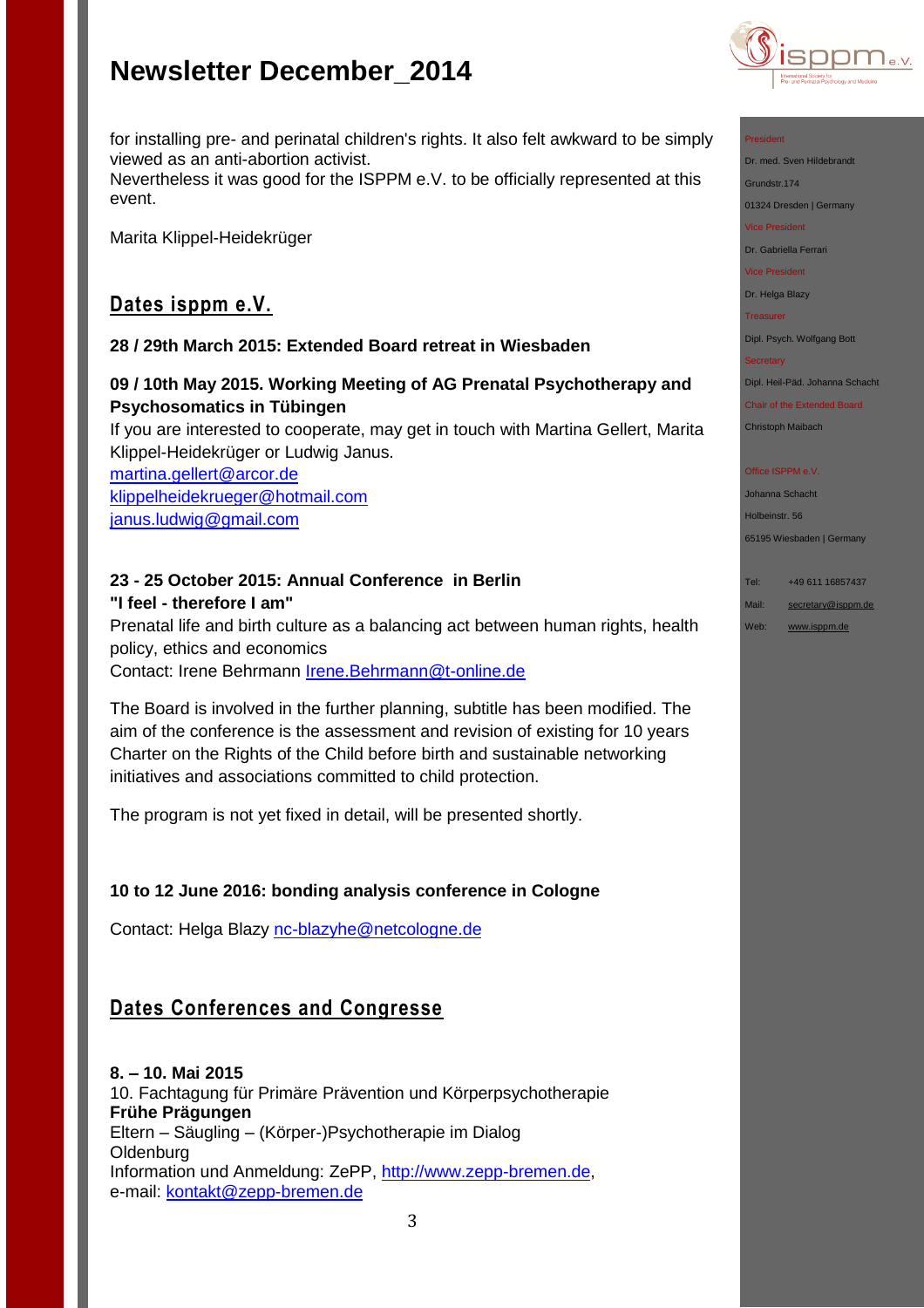for installing pre- and perinatal children's rights. It also felt awkward to be simply viewed as an anti-abortion activist.
Nevertheless it was good for the ISPPM e.V. to be officially represented at this event.

Marita Klippel-Heidekrüger

## Dates isppm e.V.

**28 / 29th March 2015: Extended Board retreat in Wiesbaden**

**09 / 10th May 2015. Working Meeting of AG Prenatal Psychotherapy and Psychosomatics in Tübingen**
If you are interested to cooperate, may get in touch with Martina Gellert, Marita Klippel-Heidekrüger or Ludwig Janus.
martina.gellert@arcor.de
klippelheidekrueger@hotmail.com
janus.ludwig@gmail.com

**23 - 25 October 2015: Annual Conference in Berlin**
**"I feel - therefore I am"**
Prenatal life and birth culture as a balancing act between human rights, health policy, ethics and economics
Contact: Irene Behrmann Irene.Behrmann@t-online.de

The Board is involved in the further planning, subtitle has been modified. The aim of the conference is the assessment and revision of existing for 10 years Charter on the Rights of the Child before birth and sustainable networking initiatives and associations committed to child protection.

The program is not yet fixed in detail, will be presented shortly.

**10 to 12 June 2016: bonding analysis conference in Cologne**

Contact: Helga Blazy nc-blazyhe@netcologne.de

## Dates Conferences and Congresse

**8. – 10. Mai 2015**
10. Fachtagung für Primäre Prävention und Körperpsychotherapie
**Frühe Prägungen**
Eltern – Säugling – (Körper-)Psychotherapie im Dialog
Oldenburg
Information und Anmeldung: ZePP, http://www.zepp-bremen.de,
e-mail: kontakt@zepp-bremen.de

President
Dr. med. Sven Hildebrandt
Grundstr.174
01324 Dresden | Germany
Vice President
Dr. Gabriella Ferrari
Vice President
Dr. Helga Blazy
Treasurer
Dipl. Psych. Wolfgang Bott
Secretary
Dipl. Heil-Päd. Johanna Schacht
Chair of the Extended Board
Christoph Maibach

Office ISPPM e.V.
Johanna Schacht
Holbeinstr. 56
65195 Wiesbaden | Germany

Tel: +49 611 16857437
Mail: secretary@isppm.de
Web: www.isppm.de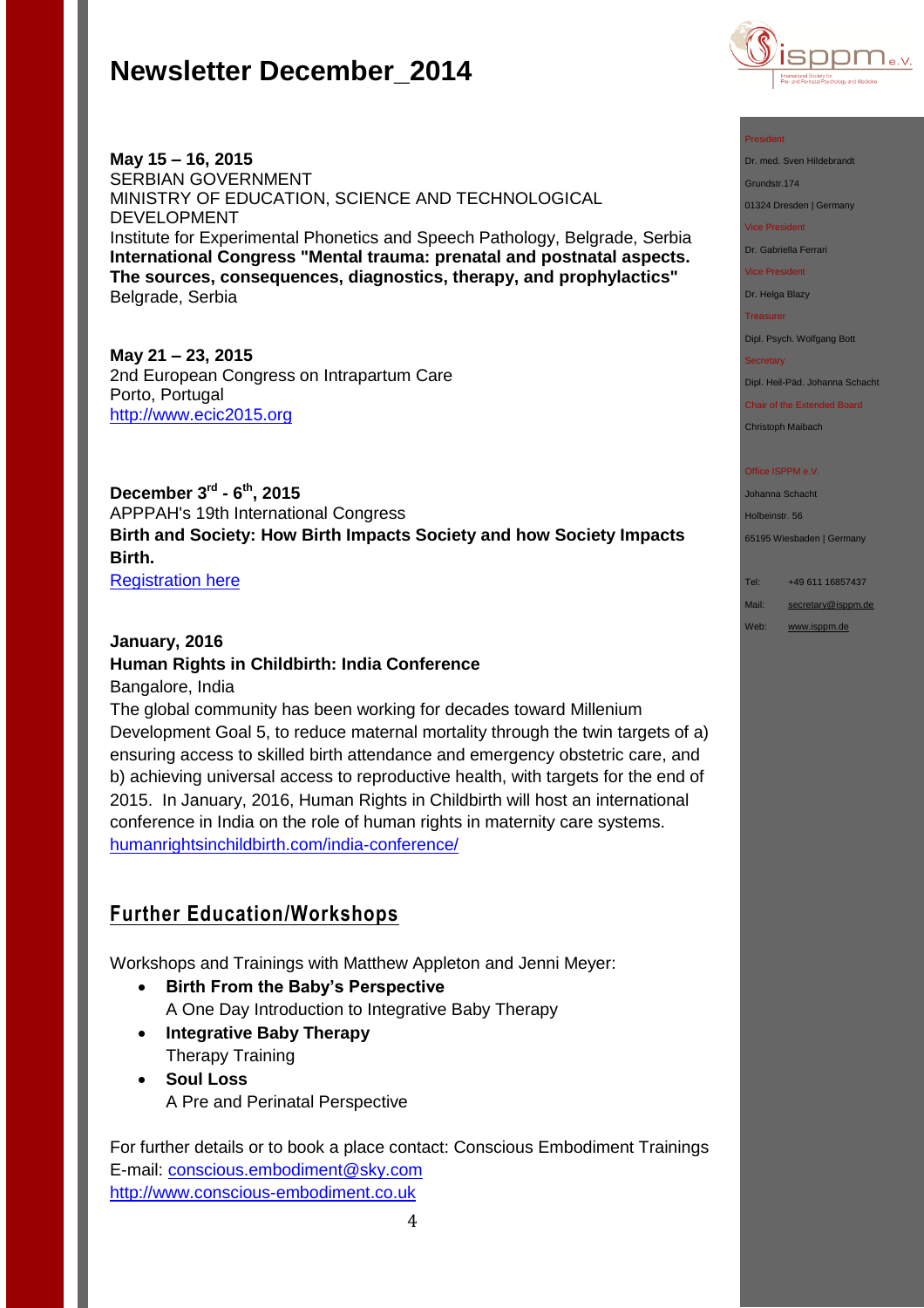**May 15 – 16, 2015**
SERBIAN GOVERNMENT
MINISTRY OF EDUCATION, SCIENCE AND TECHNOLOGICAL DEVELOPMENT
Institute for Experimental Phonetics and Speech Pathology, Belgrade, Serbia
**International Congress "Mental trauma: prenatal and postnatal aspects. The sources, consequences, diagnostics, therapy, and prophylactics"**
Belgrade, Serbia

**May 21 – 23, 2015**
2nd European Congress on Intrapartum Care
Porto, Portugal
http://www.ecic2015.org

**December 3rd - 6th, 2015**
APPPAH's 19th International Congress
**Birth and Society: How Birth Impacts Society and how Society Impacts Birth.**
Registration here

**January, 2016**
**Human Rights in Childbirth: India Conference**
Bangalore, India
The global community has been working for decades toward Millenium Development Goal 5, to reduce maternal mortality through the twin targets of a) ensuring access to skilled birth attendance and emergency obstetric care, and b) achieving universal access to reproductive health, with targets for the end of 2015. In January, 2016, Human Rights in Childbirth will host an international conference in India on the role of human rights in maternity care systems.
humanrightsinchildbirth.com/india-conference/

## Further Education/Workshops

Workshops and Trainings with Matthew Appleton and Jenni Meyer:

- **Birth From the Baby's Perspective**
  A One Day Introduction to Integrative Baby Therapy
- **Integrative Baby Therapy**
  Therapy Training
- **Soul Loss**
  A Pre and Perinatal Perspective

For further details or to book a place contact: Conscious Embodiment Trainings
E-mail: conscious.embodiment@sky.com
http://www.conscious-embodiment.co.uk

President
Dr. med. Sven Hildebrandt
Grundstr.174
01324 Dresden | Germany
Vice President
Dr. Gabriella Ferrari
Vice President
Dr. Helga Blazy
Treasurer
Dipl. Psych. Wolfgang Bott
Secretary
Dipl. Heil-Päd. Johanna Schacht
Chair of the Extended Board
Christoph Maibach

Office ISPPM e.V.
Johanna Schacht
Holbeinstr. 56
65195 Wiesbaden | Germany

Tel: +49 611 16857437
Mail: secretary@isppm.de
Web: www.isppm.de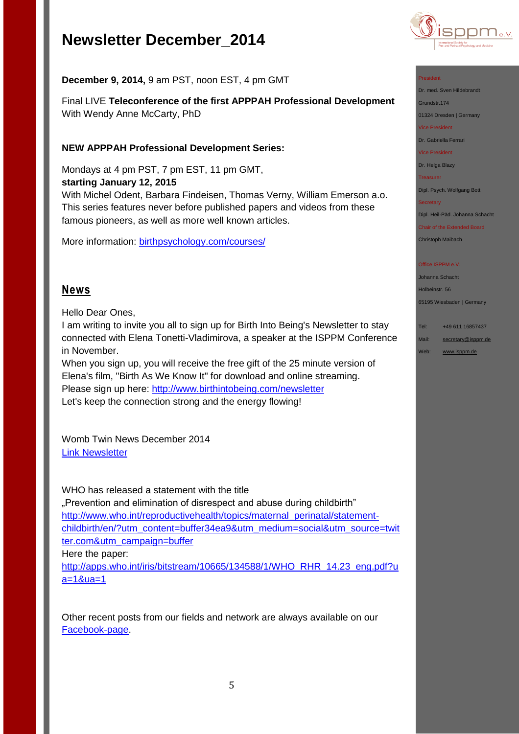# Newsletter December_2014

**December 9, 2014,** 9 am PST, noon EST, 4 pm GMT

Final LIVE **Teleconference of the first APPPAH Professional Development**
With Wendy Anne McCarty, PhD

**NEW APPPAH Professional Development Series:**

Mondays at 4 pm PST, 7 pm EST, 11 pm GMT,
**starting January 12, 2015**
With Michel Odent, Barbara Findeisen, Thomas Verny, William Emerson a.o. This series features never before published papers and videos from these famous pioneers, as well as more well known articles.

More information: birthpsychology.com/courses/

## News

Hello Dear Ones,
I am writing to invite you all to sign up for Birth Into Being's Newsletter to stay connected with Elena Tonetti-Vladimirova, a speaker at the ISPPM Conference in November.
When you sign up, you will receive the free gift of the 25 minute version of Elena's film, "Birth As We Know It" for download and online streaming.
Please sign up here: http://www.birthintobeing.com/newsletter
Let's keep the connection strong and the energy flowing!

Womb Twin News December 2014
Link Newsletter

WHO has released a statement with the title
„Prevention and elimination of disrespect and abuse during childbirth"
http://www.who.int/reproductivehealth/topics/maternal_perinatal/statement-childbirth/en/?utm_content=buffer34ea9&utm_medium=social&utm_source=twitter.com&utm_campaign=buffer
Here the paper:
http://apps.who.int/iris/bitstream/10665/134588/1/WHO_RHR_14.23_eng.pdf?ua=1&ua=1

Other recent posts from our fields and network are always available on our Facebook-page.

President
Dr. med. Sven Hildebrandt
Grundstr.174
01324 Dresden | Germany
Vice President
Dr. Gabriella Ferrari
Vice President
Dr. Helga Blazy
Treasurer
Dipl. Psych. Wolfgang Bott
Secretary
Dipl. Heil-Päd. Johanna Schacht
Chair of the Extended Board
Christoph Maibach

Office ISPPM e.V.
Johanna Schacht
Holbeinstr. 56
65195 Wiesbaden | Germany

Tel: +49 611 16857437
Mail: secretary@isppm.de
Web: www.isppm.de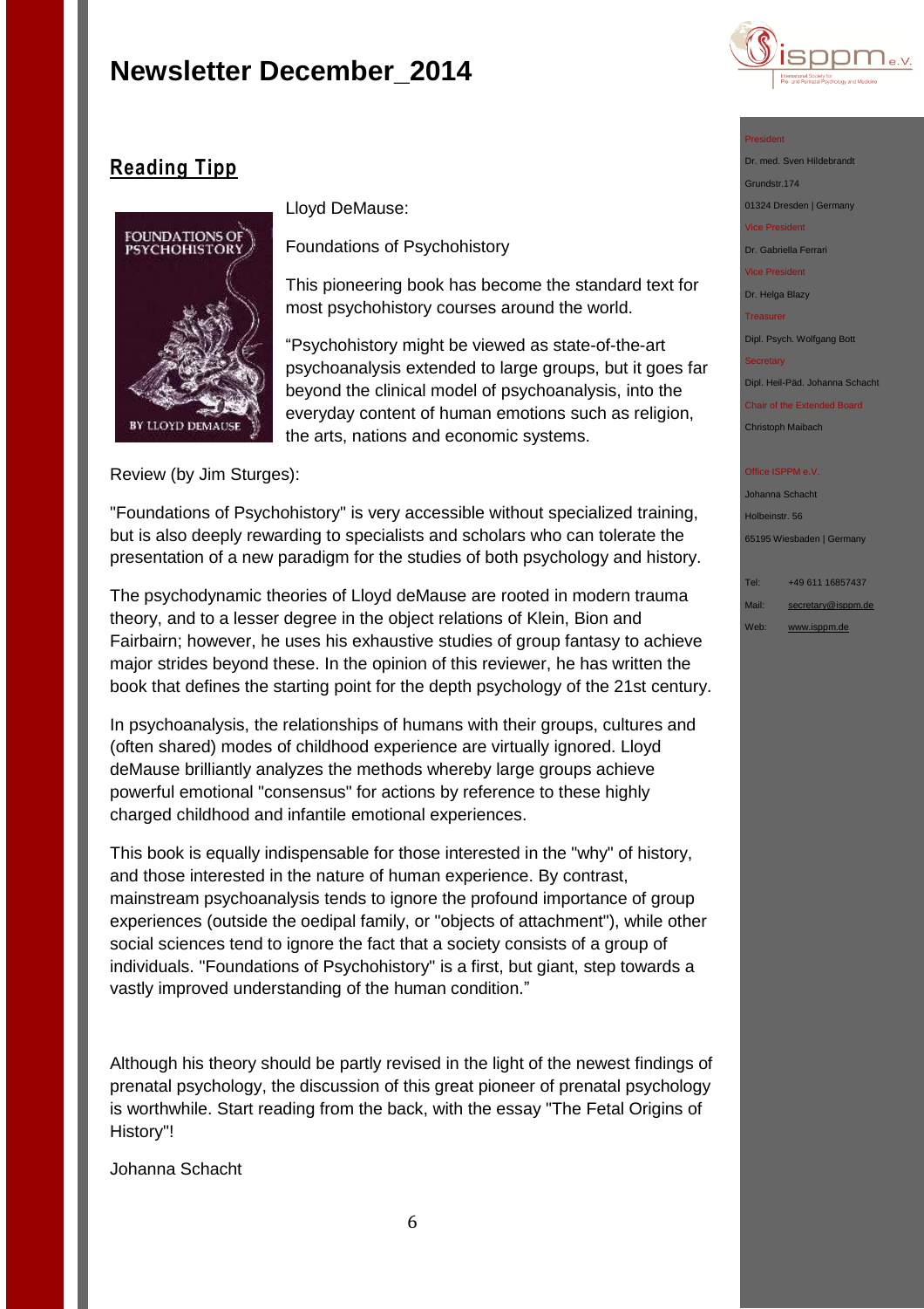# Newsletter December_2014

## Reading Tipp

Lloyd DeMause:

Foundations of Psychohistory

This pioneering book has become the standard text for most psychohistory courses around the world.

“Psychohistory might be viewed as state-of-the-art psychoanalysis extended to large groups, but it goes far beyond the clinical model of psychoanalysis, into the everyday content of human emotions such as religion, the arts, nations and economic systems.

Review (by Jim Sturges):

"Foundations of Psychohistory" is very accessible without specialized training, but is also deeply rewarding to specialists and scholars who can tolerate the presentation of a new paradigm for the studies of both psychology and history.

The psychodynamic theories of Lloyd deMause are rooted in modern trauma theory, and to a lesser degree in the object relations of Klein, Bion and Fairbairn; however, he uses his exhaustive studies of group fantasy to achieve major strides beyond these. In the opinion of this reviewer, he has written the book that defines the starting point for the depth psychology of the 21st century.

In psychoanalysis, the relationships of humans with their groups, cultures and (often shared) modes of childhood experience are virtually ignored. Lloyd deMause brilliantly analyzes the methods whereby large groups achieve powerful emotional "consensus" for actions by reference to these highly charged childhood and infantile emotional experiences.

This book is equally indispensable for those interested in the "why" of history, and those interested in the nature of human experience. By contrast, mainstream psychoanalysis tends to ignore the profound importance of group experiences (outside the oedipal family, or "objects of attachment"), while other social sciences tend to ignore the fact that a society consists of a group of individuals. "Foundations of Psychohistory" is a first, but giant, step towards a vastly improved understanding of the human condition.”

Although his theory should be partly revised in the light of the newest findings of prenatal psychology, the discussion of this great pioneer of prenatal psychology is worthwhile. Start reading from the back, with the essay "The Fetal Origins of History"!

Johanna Schacht

---

President
Dr. med. Sven Hildebrandt
Grundstr.174
01324 Dresden | Germany

Vice President
Dr. Gabriella Ferrari

Vice President
Dr. Helga Blazy

Treasurer
Dipl. Psych. Wolfgang Bott

Secretary
Dipl. Heil-Päd. Johanna Schacht

Chair of the Extended Board
Christoph Maibach

Office ISPPM e.V.
Johanna Schacht
Holbeinstr. 56
65195 Wiesbaden | Germany

Tel: +49 611 16857437
Mail: secretary@isppm.de
Web: www.isppm.de